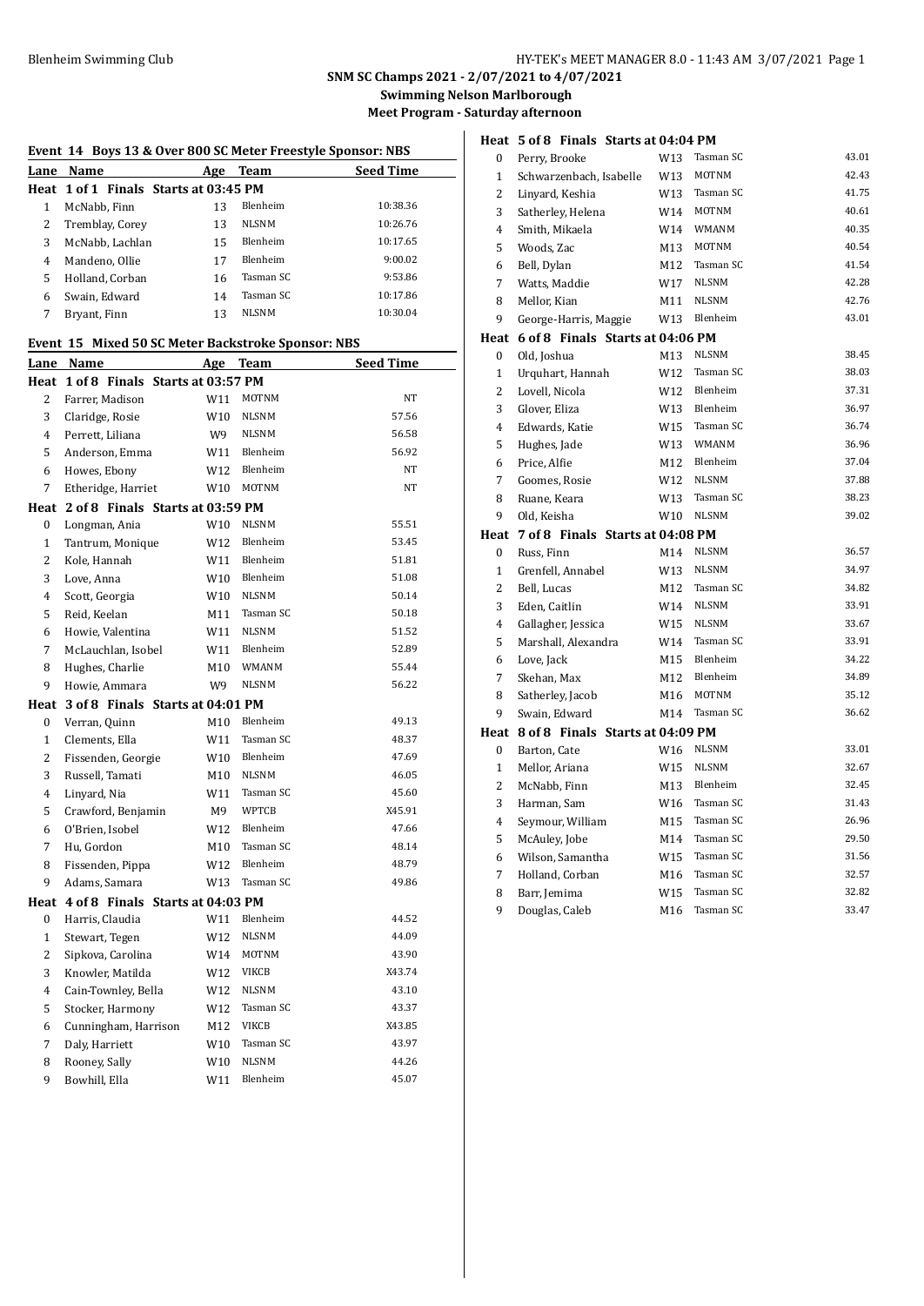**SNM SC Champs 2021 - 2/07/2021 to 4/07/2021**

**Swimming Nelson Marlborough**

**Meet Program - Saturday afternoon**

### Event 14 Boys 13 & Over 800 SC Meter Freestyle Sponsor: NBS

| Lane | Name | Age | Team | Seed Time |
|---|---|---|---|---|
| **Heat 1 of 1 Finals Starts at 03:45 PM** | | | | |
| 1 | McNabb, Finn | 13 | Blenheim | 10:38.36 |
| 2 | Tremblay, Corey | 13 | NLSNM | 10:26.76 |
| 3 | McNabb, Lachlan | 15 | Blenheim | 10:17.65 |
| 4 | Mandeno, Ollie | 17 | Blenheim | 9:00.02 |
| 5 | Holland, Corban | 16 | Tasman SC | 9:53.86 |
| 6 | Swain, Edward | 14 | Tasman SC | 10:17.86 |
| 7 | Bryant, Finn | 13 | NLSNM | 10:30.04 |

### Event 15 Mixed 50 SC Meter Backstroke Sponsor: NBS

| Lane | Name | Age | Team | Seed Time |
|---|---|---|---|---|
| **Heat 1 of 8 Finals Starts at 03:57 PM** | | | | |
| 2 | Farrer, Madison | W11 | MOTNM | NT |
| 3 | Claridge, Rosie | W10 | NLSNM | 57.56 |
| 4 | Perrett, Liliana | W9 | NLSNM | 56.58 |
| 5 | Anderson, Emma | W11 | Blenheim | 56.92 |
| 6 | Howes, Ebony | W12 | Blenheim | NT |
| 7 | Etheridge, Harriet | W10 | MOTNM | NT |
| **Heat 2 of 8 Finals Starts at 03:59 PM** | | | | |
| 0 | Longman, Ania | W10 | NLSNM | 55.51 |
| 1 | Tantrum, Monique | W12 | Blenheim | 53.45 |
| 2 | Kole, Hannah | W11 | Blenheim | 51.81 |
| 3 | Love, Anna | W10 | Blenheim | 51.08 |
| 4 | Scott, Georgia | W10 | NLSNM | 50.14 |
| 5 | Reid, Keelan | M11 | Tasman SC | 50.18 |
| 6 | Howie, Valentina | W11 | NLSNM | 51.52 |
| 7 | McLauchlan, Isobel | W11 | Blenheim | 52.89 |
| 8 | Hughes, Charlie | M10 | WMANM | 55.44 |
| 9 | Howie, Ammara | W9 | NLSNM | 56.22 |
| **Heat 3 of 8 Finals Starts at 04:01 PM** | | | | |
| 0 | Verran, Quinn | M10 | Blenheim | 49.13 |
| 1 | Clements, Ella | W11 | Tasman SC | 48.37 |
| 2 | Fissenden, Georgie | W10 | Blenheim | 47.69 |
| 3 | Russell, Tamati | M10 | NLSNM | 46.05 |
| 4 | Linyard, Nia | W11 | Tasman SC | 45.60 |
| 5 | Crawford, Benjamin | M9 | WPTCB | X45.91 |
| 6 | O'Brien, Isobel | W12 | Blenheim | 47.66 |
| 7 | Hu, Gordon | M10 | Tasman SC | 48.14 |
| 8 | Fissenden, Pippa | W12 | Blenheim | 48.79 |
| 9 | Adams, Samara | W13 | Tasman SC | 49.86 |
| **Heat 4 of 8 Finals Starts at 04:03 PM** | | | | |
| 0 | Harris, Claudia | W11 | Blenheim | 44.52 |
| 1 | Stewart, Tegen | W12 | NLSNM | 44.09 |
| 2 | Sipkova, Carolina | W14 | MOTNM | 43.90 |
| 3 | Knowler, Matilda | W12 | VIKCB | X43.74 |
| 4 | Cain-Townley, Bella | W12 | NLSNM | 43.10 |
| 5 | Stocker, Harmony | W12 | Tasman SC | 43.37 |
| 6 | Cunningham, Harrison | M12 | VIKCB | X43.85 |
| 7 | Daly, Harriett | W10 | Tasman SC | 43.97 |
| 8 | Rooney, Sally | W10 | NLSNM | 44.26 |
| 9 | Bowhill, Ella | W11 | Blenheim | 45.07 |
| **Heat 5 of 8 Finals Starts at 04:04 PM** | | | | |
| 0 | Perry, Brooke | W13 | Tasman SC | 43.01 |
| 1 | Schwarzenbach, Isabelle | W13 | MOTNM | 42.43 |
| 2 | Linyard, Keshia | W13 | Tasman SC | 41.75 |
| 3 | Satherley, Helena | W14 | MOTNM | 40.61 |
| 4 | Smith, Mikaela | W14 | WMANM | 40.35 |
| 5 | Woods, Zac | M13 | MOTNM | 40.54 |
| 6 | Bell, Dylan | M12 | Tasman SC | 41.54 |
| 7 | Watts, Maddie | W17 | NLSNM | 42.28 |
| 8 | Mellor, Kian | M11 | NLSNM | 42.76 |
| 9 | George-Harris, Maggie | W13 | Blenheim | 43.01 |
| **Heat 6 of 8 Finals Starts at 04:06 PM** | | | | |
| 0 | Old, Joshua | M13 | NLSNM | 38.45 |
| 1 | Urquhart, Hannah | W12 | Tasman SC | 38.03 |
| 2 | Lovell, Nicola | W12 | Blenheim | 37.31 |
| 3 | Glover, Eliza | W13 | Blenheim | 36.97 |
| 4 | Edwards, Katie | W15 | Tasman SC | 36.74 |
| 5 | Hughes, Jade | W13 | WMANM | 36.96 |
| 6 | Price, Alfie | M12 | Blenheim | 37.04 |
| 7 | Goomes, Rosie | W12 | NLSNM | 37.88 |
| 8 | Ruane, Keara | W13 | Tasman SC | 38.23 |
| 9 | Old, Keisha | W10 | NLSNM | 39.02 |
| **Heat 7 of 8 Finals Starts at 04:08 PM** | | | | |
| 0 | Russ, Finn | M14 | NLSNM | 36.57 |
| 1 | Grenfell, Annabel | W13 | NLSNM | 34.97 |
| 2 | Bell, Lucas | M12 | Tasman SC | 34.82 |
| 3 | Eden, Caitlin | W14 | NLSNM | 33.91 |
| 4 | Gallagher, Jessica | W15 | NLSNM | 33.67 |
| 5 | Marshall, Alexandra | W14 | Tasman SC | 33.91 |
| 6 | Love, Jack | M15 | Blenheim | 34.22 |
| 7 | Skehan, Max | M12 | Blenheim | 34.89 |
| 8 | Satherley, Jacob | M16 | MOTNM | 35.12 |
| 9 | Swain, Edward | M14 | Tasman SC | 36.62 |
| **Heat 8 of 8 Finals Starts at 04:09 PM** | | | | |
| 0 | Barton, Cate | W16 | NLSNM | 33.01 |
| 1 | Mellor, Ariana | W15 | NLSNM | 32.67 |
| 2 | McNabb, Finn | M13 | Blenheim | 32.45 |
| 3 | Harman, Sam | W16 | Tasman SC | 31.43 |
| 4 | Seymour, William | M15 | Tasman SC | 26.96 |
| 5 | McAuley, Jobe | M14 | Tasman SC | 29.50 |
| 6 | Wilson, Samantha | W15 | Tasman SC | 31.56 |
| 7 | Holland, Corban | M16 | Tasman SC | 32.57 |
| 8 | Barr, Jemima | W15 | Tasman SC | 32.82 |
| 9 | Douglas, Caleb | M16 | Tasman SC | 33.47 |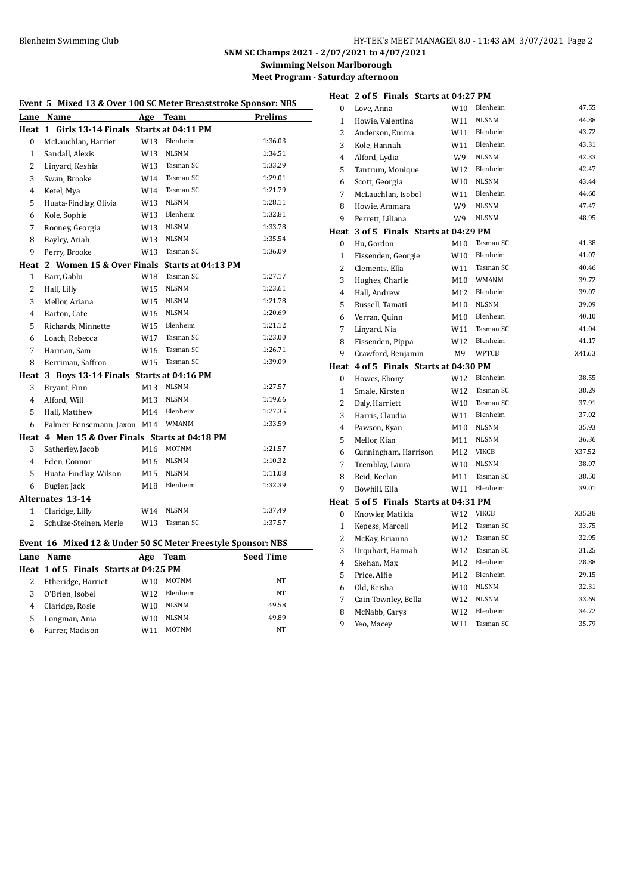**SNM SC Champs 2021 - 2/07/2021 to 4/07/2021**
**Swimming Nelson Marlborough**
**Meet Program - Saturday afternoon**

## Event 5 Mixed 13 & Over 100 SC Meter Breaststroke Sponsor: NBS

| Lane | Name | Age | Team | Prelims |
|---|---|---|---|---|
| **Heat 1 Girls 13-14 Finals Starts at 04:11 PM** | | | | |
| 0 | McLauchlan, Harriet | W13 | Blenheim | 1:36.03 |
| 1 | Sandall, Alexis | W13 | NLSNM | 1:34.51 |
| 2 | Linyard, Keshia | W13 | Tasman SC | 1:33.29 |
| 3 | Swan, Brooke | W14 | Tasman SC | 1:29.01 |
| 4 | Ketel, Mya | W14 | Tasman SC | 1:21.79 |
| 5 | Huata-Findlay, Olivia | W13 | NLSNM | 1:28.11 |
| 6 | Kole, Sophie | W13 | Blenheim | 1:32.81 |
| 7 | Rooney, Georgia | W13 | NLSNM | 1:33.78 |
| 8 | Bayley, Ariah | W13 | NLSNM | 1:35.54 |
| 9 | Perry, Brooke | W13 | Tasman SC | 1:36.09 |
| **Heat 2 Women 15 & Over Finals Starts at 04:13 PM** | | | | |
| 1 | Barr, Gabbi | W18 | Tasman SC | 1:27.17 |
| 2 | Hall, Lilly | W15 | NLSNM | 1:23.61 |
| 3 | Mellor, Ariana | W15 | NLSNM | 1:21.78 |
| 4 | Barton, Cate | W16 | NLSNM | 1:20.69 |
| 5 | Richards, Minnette | W15 | Blenheim | 1:21.12 |
| 6 | Loach, Rebecca | W17 | Tasman SC | 1:23.00 |
| 7 | Harman, Sam | W16 | Tasman SC | 1:26.71 |
| 8 | Berriman, Saffron | W15 | Tasman SC | 1:39.09 |
| **Heat 3 Boys 13-14 Finals Starts at 04:16 PM** | | | | |
| 3 | Bryant, Finn | M13 | NLSNM | 1:27.57 |
| 4 | Alford, Will | M13 | NLSNM | 1:19.66 |
| 5 | Hall, Matthew | M14 | Blenheim | 1:27.35 |
| 6 | Palmer-Bensemann, Jaxon | M14 | WMANM | 1:33.59 |
| **Heat 4 Men 15 & Over Finals Starts at 04:18 PM** | | | | |
| 3 | Satherley, Jacob | M16 | MOTNM | 1:21.57 |
| 4 | Eden, Connor | M16 | NLSNM | 1:10.32 |
| 5 | Huata-Findlay, Wilson | M15 | NLSNM | 1:11.08 |
| 6 | Bugler, Jack | M18 | Blenheim | 1:32.39 |
| **Alternates 13-14** | | | | |
| 1 | Claridge, Lilly | W14 | NLSNM | 1:37.49 |
| 2 | Schulze-Steinen, Merle | W13 | Tasman SC | 1:37.57 |

## Event 16 Mixed 12 & Under 50 SC Meter Freestyle Sponsor: NBS

| Lane | Name | Age | Team | Seed Time |
|---|---|---|---|---|
| **Heat 1 of 5 Finals Starts at 04:25 PM** | | | | |
| 2 | Etheridge, Harriet | W10 | MOTNM | NT |
| 3 | O'Brien, Isobel | W12 | Blenheim | NT |
| 4 | Claridge, Rosie | W10 | NLSNM | 49.58 |
| 5 | Longman, Ania | W10 | NLSNM | 49.89 |
| 6 | Farrer, Madison | W11 | MOTNM | NT |
| **Heat 2 of 5 Finals Starts at 04:27 PM** | | | | |
| 0 | Love, Anna | W10 | Blenheim | 47.55 |
| 1 | Howie, Valentina | W11 | NLSNM | 44.88 |
| 2 | Anderson, Emma | W11 | Blenheim | 43.72 |
| 3 | Kole, Hannah | W11 | Blenheim | 43.31 |
| 4 | Alford, Lydia | W9 | NLSNM | 42.33 |
| 5 | Tantrum, Monique | W12 | Blenheim | 42.47 |
| 6 | Scott, Georgia | W10 | NLSNM | 43.44 |
| 7 | McLauchlan, Isobel | W11 | Blenheim | 44.60 |
| 8 | Howie, Ammara | W9 | NLSNM | 47.47 |
| 9 | Perrett, Liliana | W9 | NLSNM | 48.95 |
| **Heat 3 of 5 Finals Starts at 04:29 PM** | | | | |
| 0 | Hu, Gordon | M10 | Tasman SC | 41.38 |
| 1 | Fissenden, Georgie | W10 | Blenheim | 41.07 |
| 2 | Clements, Ella | W11 | Tasman SC | 40.46 |
| 3 | Hughes, Charlie | M10 | WMANM | 39.72 |
| 4 | Hall, Andrew | M12 | Blenheim | 39.07 |
| 5 | Russell, Tamati | M10 | NLSNM | 39.09 |
| 6 | Verran, Quinn | M10 | Blenheim | 40.10 |
| 7 | Linyard, Nia | W11 | Tasman SC | 41.04 |
| 8 | Fissenden, Pippa | W12 | Blenheim | 41.17 |
| 9 | Crawford, Benjamin | M9 | WPTCB | X41.63 |
| **Heat 4 of 5 Finals Starts at 04:30 PM** | | | | |
| 0 | Howes, Ebony | W12 | Blenheim | 38.55 |
| 1 | Smale, Kirsten | W12 | Tasman SC | 38.29 |
| 2 | Daly, Harriett | W10 | Tasman SC | 37.91 |
| 3 | Harris, Claudia | W11 | Blenheim | 37.02 |
| 4 | Pawson, Kyan | M10 | NLSNM | 35.93 |
| 5 | Mellor, Kian | M11 | NLSNM | 36.36 |
| 6 | Cunningham, Harrison | M12 | VIKCB | X37.52 |
| 7 | Tremblay, Laura | W10 | NLSNM | 38.07 |
| 8 | Reid, Keelan | M11 | Tasman SC | 38.50 |
| 9 | Bowhill, Ella | W11 | Blenheim | 39.01 |
| **Heat 5 of 5 Finals Starts at 04:31 PM** | | | | |
| 0 | Knowler, Matilda | W12 | VIKCB | X35.38 |
| 1 | Kepess, Marcell | M12 | Tasman SC | 33.75 |
| 2 | McKay, Brianna | W12 | Tasman SC | 32.95 |
| 3 | Urquhart, Hannah | W12 | Tasman SC | 31.25 |
| 4 | Skehan, Max | M12 | Blenheim | 28.88 |
| 5 | Price, Alfie | M12 | Blenheim | 29.15 |
| 6 | Old, Keisha | W10 | NLSNM | 32.31 |
| 7 | Cain-Townley, Bella | W12 | NLSNM | 33.69 |
| 8 | McNabb, Carys | W12 | Blenheim | 34.72 |
| 9 | Yeo, Macey | W11 | Tasman SC | 35.79 |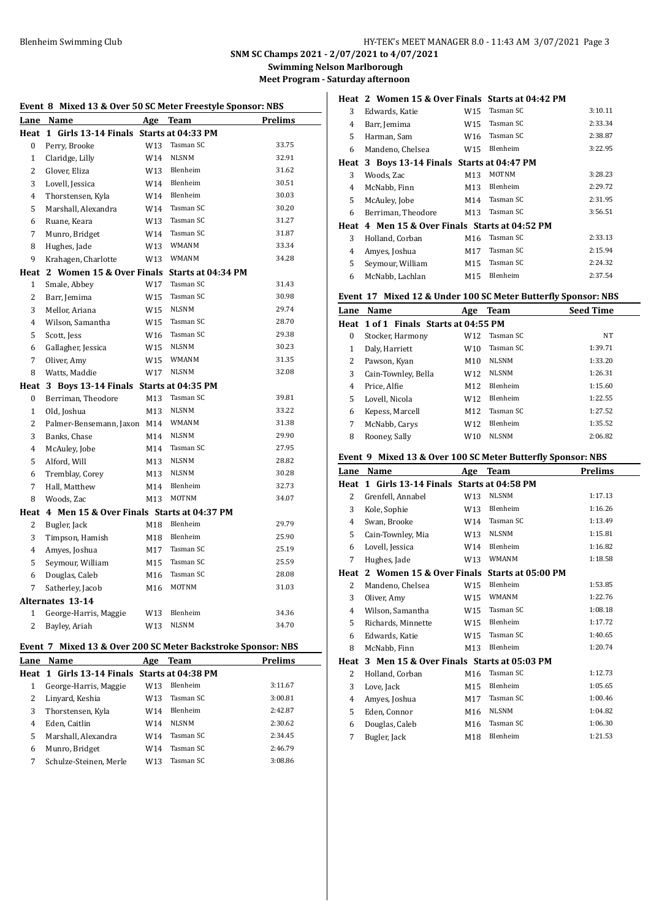**SNM SC Champs 2021 - 2/07/2021 to 4/07/2021**
**Swimming Nelson Marlborough**
**Meet Program - Saturday afternoon**

### Event 8 Mixed 13 & Over 50 SC Meter Freestyle Sponsor: NBS

| Lane | Name | Age | Team | Prelims |
|---|---|---|---|---|
| **Heat 1 Girls 13-14 Finals Starts at 04:33 PM** | | | | |
| 0 | Perry, Brooke | W13 | Tasman SC | 33.75 |
| 1 | Claridge, Lilly | W14 | NLSNM | 32.91 |
| 2 | Glover, Eliza | W13 | Blenheim | 31.62 |
| 3 | Lovell, Jessica | W14 | Blenheim | 30.51 |
| 4 | Thorstensen, Kyla | W14 | Blenheim | 30.03 |
| 5 | Marshall, Alexandra | W14 | Tasman SC | 30.20 |
| 6 | Ruane, Keara | W13 | Tasman SC | 31.27 |
| 7 | Munro, Bridget | W14 | Tasman SC | 31.87 |
| 8 | Hughes, Jade | W13 | WMANM | 33.34 |
| 9 | Krahagen, Charlotte | W13 | WMANM | 34.28 |
| **Heat 2 Women 15 & Over Finals Starts at 04:34 PM** | | | | |
| 1 | Smale, Abbey | W17 | Tasman SC | 31.43 |
| 2 | Barr, Jemima | W15 | Tasman SC | 30.98 |
| 3 | Mellor, Ariana | W15 | NLSNM | 29.74 |
| 4 | Wilson, Samantha | W15 | Tasman SC | 28.70 |
| 5 | Scott, Jess | W16 | Tasman SC | 29.38 |
| 6 | Gallagher, Jessica | W15 | NLSNM | 30.23 |
| 7 | Oliver, Amy | W15 | WMANM | 31.35 |
| 8 | Watts, Maddie | W17 | NLSNM | 32.08 |
| **Heat 3 Boys 13-14 Finals Starts at 04:35 PM** | | | | |
| 0 | Berriman, Theodore | M13 | Tasman SC | 39.81 |
| 1 | Old, Joshua | M13 | NLSNM | 33.22 |
| 2 | Palmer-Bensemann, Jaxon | M14 | WMANM | 31.38 |
| 3 | Banks, Chase | M14 | NLSNM | 29.90 |
| 4 | McAuley, Jobe | M14 | Tasman SC | 27.95 |
| 5 | Alford, Will | M13 | NLSNM | 28.82 |
| 6 | Tremblay, Corey | M13 | NLSNM | 30.28 |
| 7 | Hall, Matthew | M14 | Blenheim | 32.73 |
| 8 | Woods, Zac | M13 | MOTNM | 34.07 |
| **Heat 4 Men 15 & Over Finals Starts at 04:37 PM** | | | | |
| 2 | Bugler, Jack | M18 | Blenheim | 29.79 |
| 3 | Timpson, Hamish | M18 | Blenheim | 25.90 |
| 4 | Amyes, Joshua | M17 | Tasman SC | 25.19 |
| 5 | Seymour, William | M15 | Tasman SC | 25.59 |
| 6 | Douglas, Caleb | M16 | Tasman SC | 28.08 |
| 7 | Satherley, Jacob | M16 | MOTNM | 31.03 |
| **Alternates 13-14** | | | | |
| 1 | George-Harris, Maggie | W13 | Blenheim | 34.36 |
| 2 | Bayley, Ariah | W13 | NLSNM | 34.70 |

### Event 7 Mixed 13 & Over 200 SC Meter Backstroke Sponsor: NBS

| Lane | Name | Age | Team | Prelims |
|---|---|---|---|---|
| **Heat 1 Girls 13-14 Finals Starts at 04:38 PM** | | | | |
| 1 | George-Harris, Maggie | W13 | Blenheim | 3:11.67 |
| 2 | Linyard, Keshia | W13 | Tasman SC | 3:00.81 |
| 3 | Thorstensen, Kyla | W14 | Blenheim | 2:42.87 |
| 4 | Eden, Caitlin | W14 | NLSNM | 2:30.62 |
| 5 | Marshall, Alexandra | W14 | Tasman SC | 2:34.45 |
| 6 | Munro, Bridget | W14 | Tasman SC | 2:46.79 |
| 7 | Schulze-Steinen, Merle | W13 | Tasman SC | 3:08.86 |
| **Heat 2 Women 15 & Over Finals Starts at 04:42 PM** | | | | |
| 3 | Edwards, Katie | W15 | Tasman SC | 3:10.11 |
| 4 | Barr, Jemima | W15 | Tasman SC | 2:33.34 |
| 5 | Harman, Sam | W16 | Tasman SC | 2:38.87 |
| 6 | Mandeno, Chelsea | W15 | Blenheim | 3:22.95 |
| **Heat 3 Boys 13-14 Finals Starts at 04:47 PM** | | | | |
| 3 | Woods, Zac | M13 | MOTNM | 3:28.23 |
| 4 | McNabb, Finn | M13 | Blenheim | 2:29.72 |
| 5 | McAuley, Jobe | M14 | Tasman SC | 2:31.95 |
| 6 | Berriman, Theodore | M13 | Tasman SC | 3:56.51 |
| **Heat 4 Men 15 & Over Finals Starts at 04:52 PM** | | | | |
| 3 | Holland, Corban | M16 | Tasman SC | 2:33.13 |
| 4 | Amyes, Joshua | M17 | Tasman SC | 2:15.94 |
| 5 | Seymour, William | M15 | Tasman SC | 2:24.32 |
| 6 | McNabb, Lachlan | M15 | Blenheim | 2:37.54 |

### Event 17 Mixed 12 & Under 100 SC Meter Butterfly Sponsor: NBS

| Lane | Name | Age | Team | Seed Time |
|---|---|---|---|---|
| **Heat 1 of 1 Finals Starts at 04:55 PM** | | | | |
| 0 | Stocker, Harmony | W12 | Tasman SC | NT |
| 1 | Daly, Harriett | W10 | Tasman SC | 1:39.71 |
| 2 | Pawson, Kyan | M10 | NLSNM | 1:33.20 |
| 3 | Cain-Townley, Bella | W12 | NLSNM | 1:26.31 |
| 4 | Price, Alfie | M12 | Blenheim | 1:15.60 |
| 5 | Lovell, Nicola | W12 | Blenheim | 1:22.55 |
| 6 | Kepess, Marcell | M12 | Tasman SC | 1:27.52 |
| 7 | McNabb, Carys | W12 | Blenheim | 1:35.52 |
| 8 | Rooney, Sally | W10 | NLSNM | 2:06.82 |

### Event 9 Mixed 13 & Over 100 SC Meter Butterfly Sponsor: NBS

| Lane | Name | Age | Team | Prelims |
|---|---|---|---|---|
| **Heat 1 Girls 13-14 Finals Starts at 04:58 PM** | | | | |
| 2 | Grenfell, Annabel | W13 | NLSNM | 1:17.13 |
| 3 | Kole, Sophie | W13 | Blenheim | 1:16.26 |
| 4 | Swan, Brooke | W14 | Tasman SC | 1:13.49 |
| 5 | Cain-Townley, Mia | W13 | NLSNM | 1:15.81 |
| 6 | Lovell, Jessica | W14 | Blenheim | 1:16.82 |
| 7 | Hughes, Jade | W13 | WMANM | 1:18.58 |
| **Heat 2 Women 15 & Over Finals Starts at 05:00 PM** | | | | |
| 2 | Mandeno, Chelsea | W15 | Blenheim | 1:53.85 |
| 3 | Oliver, Amy | W15 | WMANM | 1:22.76 |
| 4 | Wilson, Samantha | W15 | Tasman SC | 1:08.18 |
| 5 | Richards, Minnette | W15 | Blenheim | 1:17.72 |
| 6 | Edwards, Katie | W15 | Tasman SC | 1:40.65 |
| 8 | McNabb, Finn | M13 | Blenheim | 1:20.74 |
| **Heat 3 Men 15 & Over Finals Starts at 05:03 PM** | | | | |
| 2 | Holland, Corban | M16 | Tasman SC | 1:12.73 |
| 3 | Love, Jack | M15 | Blenheim | 1:05.65 |
| 4 | Amyes, Joshua | M17 | Tasman SC | 1:00.46 |
| 5 | Eden, Connor | M16 | NLSNM | 1:04.82 |
| 6 | Douglas, Caleb | M16 | Tasman SC | 1:06.30 |
| 7 | Bugler, Jack | M18 | Blenheim | 1:21.53 |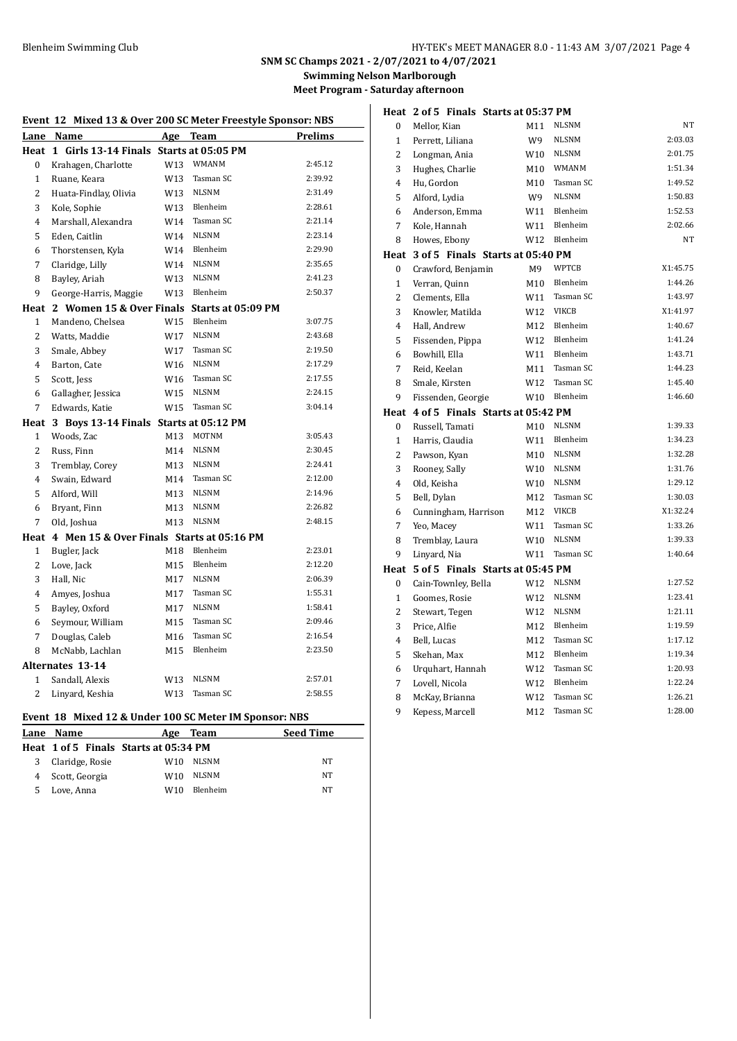**SNM SC Champs 2021 - 2/07/2021 to 4/07/2021**

**Swimming Nelson Marlborough**

**Meet Program - Saturday afternoon**

### Event 12 Mixed 13 & Over 200 SC Meter Freestyle Sponsor: NBS

| Lane | Name | Age | Team | Prelims |
|---|---|---|---|---|
| **Heat 1 Girls 13-14 Finals Starts at 05:05 PM** | | | | |
| 0 | Krahagen, Charlotte | W13 | WMANM | 2:45.12 |
| 1 | Ruane, Keara | W13 | Tasman SC | 2:39.92 |
| 2 | Huata-Findlay, Olivia | W13 | NLSNM | 2:31.49 |
| 3 | Kole, Sophie | W13 | Blenheim | 2:28.61 |
| 4 | Marshall, Alexandra | W14 | Tasman SC | 2:21.14 |
| 5 | Eden, Caitlin | W14 | NLSNM | 2:23.14 |
| 6 | Thorstensen, Kyla | W14 | Blenheim | 2:29.90 |
| 7 | Claridge, Lilly | W14 | NLSNM | 2:35.65 |
| 8 | Bayley, Ariah | W13 | NLSNM | 2:41.23 |
| 9 | George-Harris, Maggie | W13 | Blenheim | 2:50.37 |
| **Heat 2 Women 15 & Over Finals Starts at 05:09 PM** | | | | |
| 1 | Mandeno, Chelsea | W15 | Blenheim | 3:07.75 |
| 2 | Watts, Maddie | W17 | NLSNM | 2:43.68 |
| 3 | Smale, Abbey | W17 | Tasman SC | 2:19.50 |
| 4 | Barton, Cate | W16 | NLSNM | 2:17.29 |
| 5 | Scott, Jess | W16 | Tasman SC | 2:17.55 |
| 6 | Gallagher, Jessica | W15 | NLSNM | 2:24.15 |
| 7 | Edwards, Katie | W15 | Tasman SC | 3:04.14 |
| **Heat 3 Boys 13-14 Finals Starts at 05:12 PM** | | | | |
| 1 | Woods, Zac | M13 | MOTNM | 3:05.43 |
| 2 | Russ, Finn | M14 | NLSNM | 2:30.45 |
| 3 | Tremblay, Corey | M13 | NLSNM | 2:24.41 |
| 4 | Swain, Edward | M14 | Tasman SC | 2:12.00 |
| 5 | Alford, Will | M13 | NLSNM | 2:14.96 |
| 6 | Bryant, Finn | M13 | NLSNM | 2:26.82 |
| 7 | Old, Joshua | M13 | NLSNM | 2:48.15 |
| **Heat 4 Men 15 & Over Finals Starts at 05:16 PM** | | | | |
| 1 | Bugler, Jack | M18 | Blenheim | 2:23.01 |
| 2 | Love, Jack | M15 | Blenheim | 2:12.20 |
| 3 | Hall, Nic | M17 | NLSNM | 2:06.39 |
| 4 | Amyes, Joshua | M17 | Tasman SC | 1:55.31 |
| 5 | Bayley, Oxford | M17 | NLSNM | 1:58.41 |
| 6 | Seymour, William | M15 | Tasman SC | 2:09.46 |
| 7 | Douglas, Caleb | M16 | Tasman SC | 2:16.54 |
| 8 | McNabb, Lachlan | M15 | Blenheim | 2:23.50 |
| **Alternates 13-14** | | | | |
| 1 | Sandall, Alexis | W13 | NLSNM | 2:57.01 |
| 2 | Linyard, Keshia | W13 | Tasman SC | 2:58.55 |

### Event 18 Mixed 12 & Under 100 SC Meter IM Sponsor: NBS

| Lane | Name | Age | Team | Seed Time |
|---|---|---|---|---|
| **Heat 1 of 5 Finals Starts at 05:34 PM** | | | | |
| 3 | Claridge, Rosie | W10 | NLSNM | NT |
| 4 | Scott, Georgia | W10 | NLSNM | NT |
| 5 | Love, Anna | W10 | Blenheim | NT |
| **Heat 2 of 5 Finals Starts at 05:37 PM** | | | | |
| 0 | Mellor, Kian | M11 | NLSNM | NT |
| 1 | Perrett, Liliana | W9 | NLSNM | 2:03.03 |
| 2 | Longman, Ania | W10 | NLSNM | 2:01.75 |
| 3 | Hughes, Charlie | M10 | WMANM | 1:51.34 |
| 4 | Hu, Gordon | M10 | Tasman SC | 1:49.52 |
| 5 | Alford, Lydia | W9 | NLSNM | 1:50.83 |
| 6 | Anderson, Emma | W11 | Blenheim | 1:52.53 |
| 7 | Kole, Hannah | W11 | Blenheim | 2:02.66 |
| 8 | Howes, Ebony | W12 | Blenheim | NT |
| **Heat 3 of 5 Finals Starts at 05:40 PM** | | | | |
| 0 | Crawford, Benjamin | M9 | WPTCB | X1:45.75 |
| 1 | Verran, Quinn | M10 | Blenheim | 1:44.26 |
| 2 | Clements, Ella | W11 | Tasman SC | 1:43.97 |
| 3 | Knowler, Matilda | W12 | VIKCB | X1:41.97 |
| 4 | Hall, Andrew | M12 | Blenheim | 1:40.67 |
| 5 | Fissenden, Pippa | W12 | Blenheim | 1:41.24 |
| 6 | Bowhill, Ella | W11 | Blenheim | 1:43.71 |
| 7 | Reid, Keelan | M11 | Tasman SC | 1:44.23 |
| 8 | Smale, Kirsten | W12 | Tasman SC | 1:45.40 |
| 9 | Fissenden, Georgie | W10 | Blenheim | 1:46.60 |
| **Heat 4 of 5 Finals Starts at 05:42 PM** | | | | |
| 0 | Russell, Tamati | M10 | NLSNM | 1:39.33 |
| 1 | Harris, Claudia | W11 | Blenheim | 1:34.23 |
| 2 | Pawson, Kyan | M10 | NLSNM | 1:32.28 |
| 3 | Rooney, Sally | W10 | NLSNM | 1:31.76 |
| 4 | Old, Keisha | W10 | NLSNM | 1:29.12 |
| 5 | Bell, Dylan | M12 | Tasman SC | 1:30.03 |
| 6 | Cunningham, Harrison | M12 | VIKCB | X1:32.24 |
| 7 | Yeo, Macey | W11 | Tasman SC | 1:33.26 |
| 8 | Tremblay, Laura | W10 | NLSNM | 1:39.33 |
| 9 | Linyard, Nia | W11 | Tasman SC | 1:40.64 |
| **Heat 5 of 5 Finals Starts at 05:45 PM** | | | | |
| 0 | Cain-Townley, Bella | W12 | NLSNM | 1:27.52 |
| 1 | Goomes, Rosie | W12 | NLSNM | 1:23.41 |
| 2 | Stewart, Tegen | W12 | NLSNM | 1:21.11 |
| 3 | Price, Alfie | M12 | Blenheim | 1:19.59 |
| 4 | Bell, Lucas | M12 | Tasman SC | 1:17.12 |
| 5 | Skehan, Max | M12 | Blenheim | 1:19.34 |
| 6 | Urquhart, Hannah | W12 | Tasman SC | 1:20.93 |
| 7 | Lovell, Nicola | W12 | Blenheim | 1:22.24 |
| 8 | McKay, Brianna | W12 | Tasman SC | 1:26.21 |
| 9 | Kepess, Marcell | M12 | Tasman SC | 1:28.00 |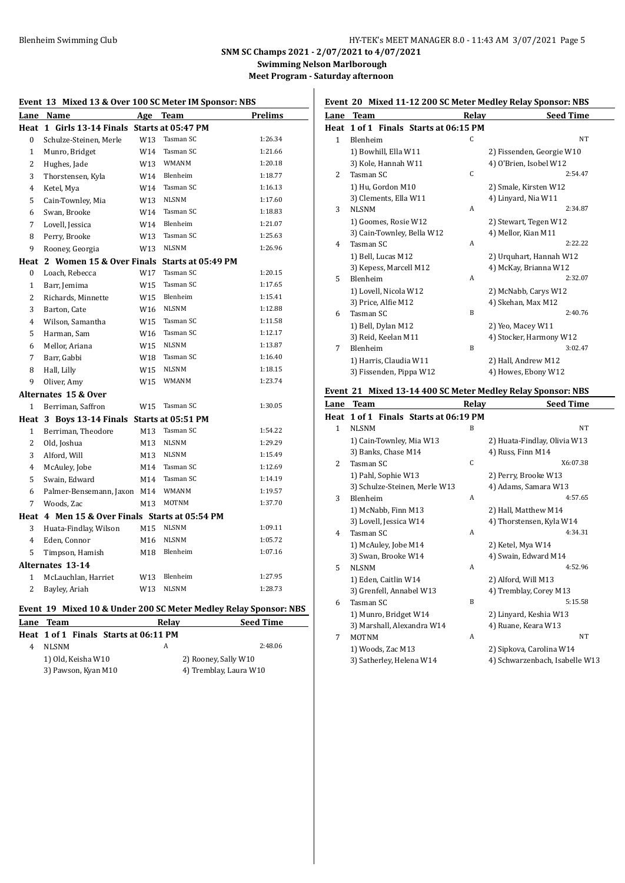**SNM SC Champs 2021 - 2/07/2021 to 4/07/2021**

**Swimming Nelson Marlborough**

**Meet Program - Saturday afternoon**

### Event 13 Mixed 13 & Over 100 SC Meter IM Sponsor: NBS

| Lane | Name | Age | Team | Prelims |
|---|---|---|---|---|
| **Heat 1 Girls 13-14 Finals Starts at 05:47 PM** | | | | |
| 0 | Schulze-Steinen, Merle | W13 | Tasman SC | 1:26.34 |
| 1 | Munro, Bridget | W14 | Tasman SC | 1:21.66 |
| 2 | Hughes, Jade | W13 | WMANM | 1:20.18 |
| 3 | Thorstensen, Kyla | W14 | Blenheim | 1:18.77 |
| 4 | Ketel, Mya | W14 | Tasman SC | 1:16.13 |
| 5 | Cain-Townley, Mia | W13 | NLSNM | 1:17.60 |
| 6 | Swan, Brooke | W14 | Tasman SC | 1:18.83 |
| 7 | Lovell, Jessica | W14 | Blenheim | 1:21.07 |
| 8 | Perry, Brooke | W13 | Tasman SC | 1:25.63 |
| 9 | Rooney, Georgia | W13 | NLSNM | 1:26.96 |
| **Heat 2 Women 15 & Over Finals Starts at 05:49 PM** | | | | |
| 0 | Loach, Rebecca | W17 | Tasman SC | 1:20.15 |
| 1 | Barr, Jemima | W15 | Tasman SC | 1:17.65 |
| 2 | Richards, Minnette | W15 | Blenheim | 1:15.41 |
| 3 | Barton, Cate | W16 | NLSNM | 1:12.88 |
| 4 | Wilson, Samantha | W15 | Tasman SC | 1:11.58 |
| 5 | Harman, Sam | W16 | Tasman SC | 1:12.17 |
| 6 | Mellor, Ariana | W15 | NLSNM | 1:13.87 |
| 7 | Barr, Gabbi | W18 | Tasman SC | 1:16.40 |
| 8 | Hall, Lilly | W15 | NLSNM | 1:18.15 |
| 9 | Oliver, Amy | W15 | WMANM | 1:23.74 |
| **Alternates 15 & Over** | | | | |
| 1 | Berriman, Saffron | W15 | Tasman SC | 1:30.05 |
| **Heat 3 Boys 13-14 Finals Starts at 05:51 PM** | | | | |
| 1 | Berriman, Theodore | M13 | Tasman SC | 1:54.22 |
| 2 | Old, Joshua | M13 | NLSNM | 1:29.29 |
| 3 | Alford, Will | M13 | NLSNM | 1:15.49 |
| 4 | McAuley, Jobe | M14 | Tasman SC | 1:12.69 |
| 5 | Swain, Edward | M14 | Tasman SC | 1:14.19 |
| 6 | Palmer-Bensemann, Jaxon | M14 | WMANM | 1:19.57 |
| 7 | Woods, Zac | M13 | MOTNM | 1:37.70 |
| **Heat 4 Men 15 & Over Finals Starts at 05:54 PM** | | | | |
| 3 | Huata-Findlay, Wilson | M15 | NLSNM | 1:09.11 |
| 4 | Eden, Connor | M16 | NLSNM | 1:05.72 |
| 5 | Timpson, Hamish | M18 | Blenheim | 1:07.16 |
| **Alternates 13-14** | | | | |
| 1 | McLauchlan, Harriet | W13 | Blenheim | 1:27.95 |
| 2 | Bayley, Ariah | W13 | NLSNM | 1:28.73 |

### Event 19 Mixed 10 & Under 200 SC Meter Medley Relay Sponsor: NBS

| Lane | Team | Relay | Seed Time |
|---|---|---|---|
| **Heat 1 of 1 Finals Starts at 06:11 PM** | | | |
| 4 | NLSNM | A | 2:48.06 |
| | 1) Old, Keisha W10 | | 2) Rooney, Sally W10 |
| | 3) Pawson, Kyan M10 | | 4) Tremblay, Laura W10 |

### Event 20 Mixed 11-12 200 SC Meter Medley Relay Sponsor: NBS

| Lane | Team | Relay | Seed Time |
|---|---|---|---|
| **Heat 1 of 1 Finals Starts at 06:15 PM** | | | |
| 1 | Blenheim | C | NT |
| | 1) Bowhill, Ella W11 | | 2) Fissenden, Georgie W10 |
| | 3) Kole, Hannah W11 | | 4) O'Brien, Isobel W12 |
| 2 | Tasman SC | C | 2:54.47 |
| | 1) Hu, Gordon M10 | | 2) Smale, Kirsten W12 |
| | 3) Clements, Ella W11 | | 4) Linyard, Nia W11 |
| 3 | NLSNM | A | 2:34.87 |
| | 1) Goomes, Rosie W12 | | 2) Stewart, Tegen W12 |
| | 3) Cain-Townley, Bella W12 | | 4) Mellor, Kian M11 |
| 4 | Tasman SC | A | 2:22.22 |
| | 1) Bell, Lucas M12 | | 2) Urquhart, Hannah W12 |
| | 3) Kepess, Marcell M12 | | 4) McKay, Brianna W12 |
| 5 | Blenheim | A | 2:32.07 |
| | 1) Lovell, Nicola W12 | | 2) McNabb, Carys W12 |
| | 3) Price, Alfie M12 | | 4) Skehan, Max M12 |
| 6 | Tasman SC | B | 2:40.76 |
| | 1) Bell, Dylan M12 | | 2) Yeo, Macey W11 |
| | 3) Reid, Keelan M11 | | 4) Stocker, Harmony W12 |
| 7 | Blenheim | B | 3:02.47 |
| | 1) Harris, Claudia W11 | | 2) Hall, Andrew M12 |
| | 3) Fissenden, Pippa W12 | | 4) Howes, Ebony W12 |

### Event 21 Mixed 13-14 400 SC Meter Medley Relay Sponsor: NBS

| Lane | Team | Relay | Seed Time |
|---|---|---|---|
| **Heat 1 of 1 Finals Starts at 06:19 PM** | | | |
| 1 | NLSNM | B | NT |
| | 1) Cain-Townley, Mia W13 | | 2) Huata-Findlay, Olivia W13 |
| | 3) Banks, Chase M14 | | 4) Russ, Finn M14 |
| 2 | Tasman SC | C | X6:07.38 |
| | 1) Pahl, Sophie W13 | | 2) Perry, Brooke W13 |
| | 3) Schulze-Steinen, Merle W13 | | 4) Adams, Samara W13 |
| 3 | Blenheim | A | 4:57.65 |
| | 1) McNabb, Finn M13 | | 2) Hall, Matthew M14 |
| | 3) Lovell, Jessica W14 | | 4) Thorstensen, Kyla W14 |
| 4 | Tasman SC | A | 4:34.31 |
| | 1) McAuley, Jobe M14 | | 2) Ketel, Mya W14 |
| | 3) Swan, Brooke W14 | | 4) Swain, Edward M14 |
| 5 | NLSNM | A | 4:52.96 |
| | 1) Eden, Caitlin W14 | | 2) Alford, Will M13 |
| | 3) Grenfell, Annabel W13 | | 4) Tremblay, Corey M13 |
| 6 | Tasman SC | B | 5:15.58 |
| | 1) Munro, Bridget W14 | | 2) Linyard, Keshia W13 |
| | 3) Marshall, Alexandra W14 | | 4) Ruane, Keara W13 |
| 7 | MOTNM | A | NT |
| | 1) Woods, Zac M13 | | 2) Sipkova, Carolina W14 |
| | 3) Satherley, Helena W14 | | 4) Schwarzenbach, Isabelle W13 |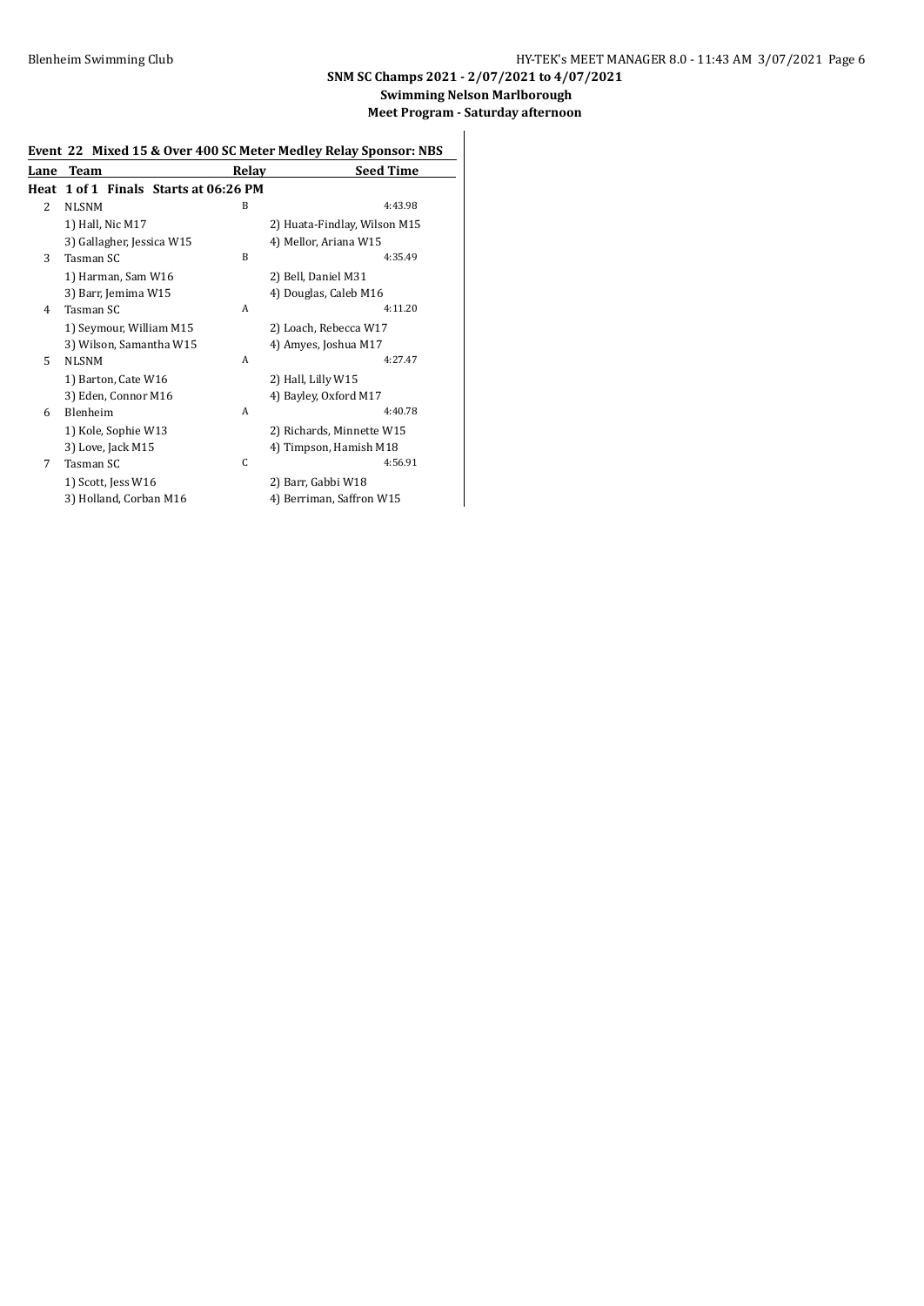## SNM SC Champs 2021 - 2/07/2021 to 4/07/2021

### Swimming Nelson Marlborough

### Meet Program - Saturday afternoon

**Event 22 Mixed 15 & Over 400 SC Meter Medley Relay Sponsor: NBS**

| Lane | Team | Relay | Seed Time |
|---|---|---|---|
| **Heat 1 of 1 Finals Starts at 06:26 PM** | | | |
| 2 | NLSNM | B | 4:43.98 |
| | 1) Hall, Nic M17 | | 2) Huata-Findlay, Wilson M15 |
| | 3) Gallagher, Jessica W15 | | 4) Mellor, Ariana W15 |
| 3 | Tasman SC | B | 4:35.49 |
| | 1) Harman, Sam W16 | | 2) Bell, Daniel M31 |
| | 3) Barr, Jemima W15 | | 4) Douglas, Caleb M16 |
| 4 | Tasman SC | A | 4:11.20 |
| | 1) Seymour, William M15 | | 2) Loach, Rebecca W17 |
| | 3) Wilson, Samantha W15 | | 4) Amyes, Joshua M17 |
| 5 | NLSNM | A | 4:27.47 |
| | 1) Barton, Cate W16 | | 2) Hall, Lilly W15 |
| | 3) Eden, Connor M16 | | 4) Bayley, Oxford M17 |
| 6 | Blenheim | A | 4:40.78 |
| | 1) Kole, Sophie W13 | | 2) Richards, Minnette W15 |
| | 3) Love, Jack M15 | | 4) Timpson, Hamish M18 |
| 7 | Tasman SC | C | 4:56.91 |
| | 1) Scott, Jess W16 | | 2) Barr, Gabbi W18 |
| | 3) Holland, Corban M16 | | 4) Berriman, Saffron W15 |